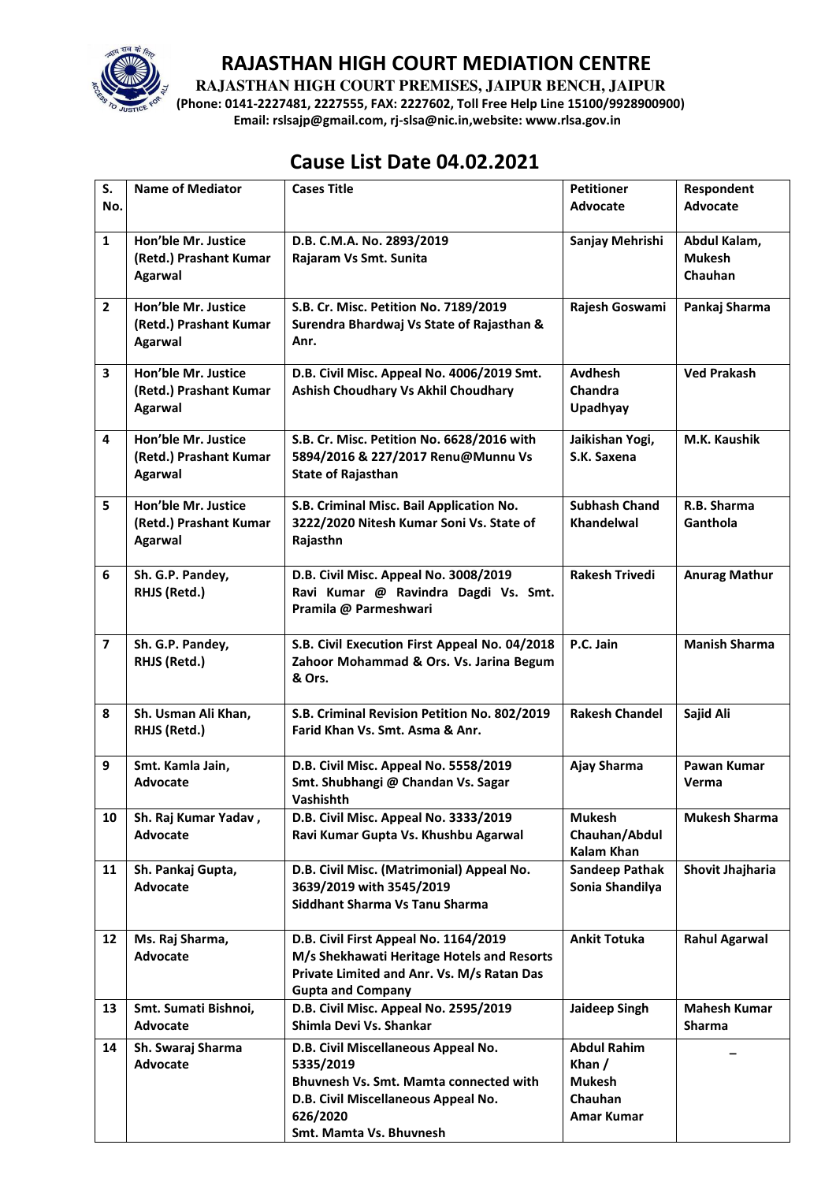# RAJASTHAN HIGH COURT MEDIATION CENTRE

**RAJASTHAN HIGH COURT PREMISES, JAIPUR BENCH, JAIPUR**

**(Phone: 0141-2227481, 2227555, FAX: 2227602, Toll Free Help Line 15100/9928900900)**

**Email: rslsajp@gmail.com, rj-slsa@nic.in,website: www.rlsa.gov.in**

## Cause List Date 04.02.2021

| S. No. | Name of Mediator | Cases Title | Petitioner Advocate | Respondent Advocate |
|---|---|---|---|---|
| 1 | Hon'ble Mr. Justice (Retd.) Prashant Kumar Agarwal | D.B. C.M.A. No. 2893/2019 Rajaram Vs Smt. Sunita | Sanjay Mehrishi | Abdul Kalam, Mukesh Chauhan |
| 2 | Hon'ble Mr. Justice (Retd.) Prashant Kumar Agarwal | S.B. Cr. Misc. Petition No. 7189/2019 Surendra Bhardwaj Vs State of Rajasthan & Anr. | Rajesh Goswami | Pankaj Sharma |
| 3 | Hon'ble Mr. Justice (Retd.) Prashant Kumar Agarwal | D.B. Civil Misc. Appeal No. 4006/2019 Smt. Ashish Choudhary Vs Akhil Choudhary | Avdhesh Chandra Upadhyay | Ved Prakash |
| 4 | Hon'ble Mr. Justice (Retd.) Prashant Kumar Agarwal | S.B. Cr. Misc. Petition No. 6628/2016 with 5894/2016 & 227/2017 Renu@Munnu Vs State of Rajasthan | Jaikishan Yogi, S.K. Saxena | M.K. Kaushik |
| 5 | Hon'ble Mr. Justice (Retd.) Prashant Kumar Agarwal | S.B. Criminal Misc. Bail Application No. 3222/2020 Nitesh Kumar Soni Vs. State of Rajasthn | Subhash Chand Khandelwal | R.B. Sharma Ganthola |
| 6 | Sh. G.P. Pandey, RHJS (Retd.) | D.B. Civil Misc. Appeal No. 3008/2019 Ravi Kumar @ Ravindra Dagdi Vs. Smt. Pramila @ Parmeshwari | Rakesh Trivedi | Anurag Mathur |
| 7 | Sh. G.P. Pandey, RHJS (Retd.) | S.B. Civil Execution First Appeal No. 04/2018 Zahoor Mohammad & Ors. Vs. Jarina Begum & Ors. | P.C. Jain | Manish Sharma |
| 8 | Sh. Usman Ali Khan, RHJS (Retd.) | S.B. Criminal Revision Petition No. 802/2019 Farid Khan Vs. Smt. Asma & Anr. | Rakesh Chandel | Sajid Ali |
| 9 | Smt. Kamla Jain, Advocate | D.B. Civil Misc. Appeal No. 5558/2019 Smt. Shubhangi @ Chandan Vs. Sagar Vashishth | Ajay Sharma | Pawan Kumar Verma |
| 10 | Sh. Raj Kumar Yadav , Advocate | D.B. Civil Misc. Appeal No. 3333/2019 Ravi Kumar Gupta Vs. Khushbu Agarwal | Mukesh Chauhan/Abdul Kalam Khan | Mukesh Sharma |
| 11 | Sh. Pankaj Gupta, Advocate | D.B. Civil Misc. (Matrimonial) Appeal No. 3639/2019 with 3545/2019 Siddhant Sharma Vs Tanu Sharma | Sandeep Pathak Sonia Shandilya | Shovit Jhajharia |
| 12 | Ms. Raj Sharma, Advocate | D.B. Civil First Appeal No. 1164/2019 M/s Shekhawati Heritage Hotels and Resorts Private Limited and Anr. Vs. M/s Ratan Das Gupta and Company | Ankit Totuka | Rahul Agarwal |
| 13 | Smt. Sumati Bishnoi, Advocate | D.B. Civil Misc. Appeal No. 2595/2019 Shimla Devi Vs. Shankar | Jaideep Singh | Mahesh Kumar Sharma |
| 14 | Sh. Swaraj Sharma Advocate | D.B. Civil Miscellaneous Appeal No. 5335/2019 Bhuvnesh Vs. Smt. Mamta connected with D.B. Civil Miscellaneous Appeal No. 626/2020 Smt. Mamta Vs. Bhuvnesh | Abdul Rahim Khan / Mukesh Chauhan Amar Kumar | – |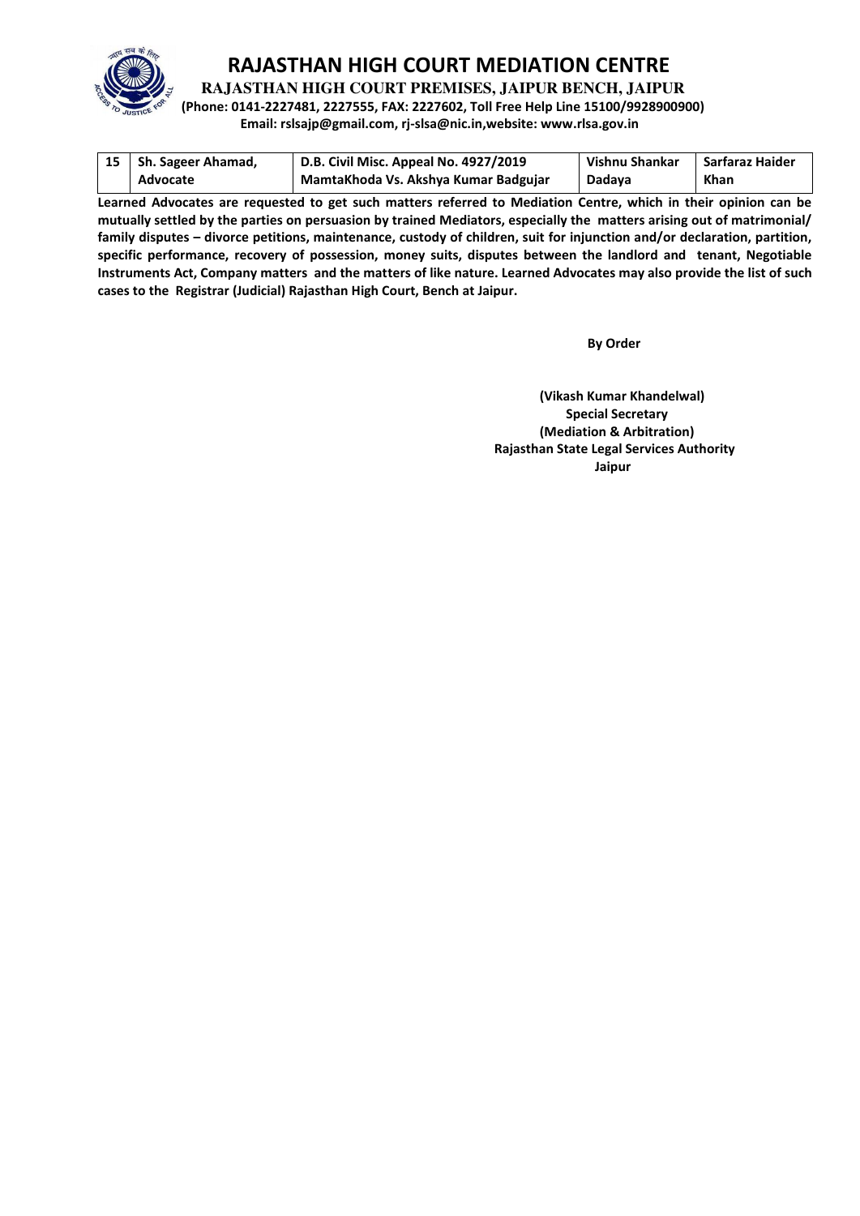# RAJASTHAN HIGH COURT MEDIATION CENTRE

**RAJASTHAN HIGH COURT PREMISES, JAIPUR BENCH, JAIPUR**

**(Phone: 0141-2227481, 2227555, FAX: 2227602, Toll Free Help Line 15100/9928900900)**

**Email: rslsajp@gmail.com, rj-slsa@nic.in,website: www.rlsa.gov.in**

| | | | | |
|---|---|---|---|---|
| 15 | Sh. Sageer Ahamad, Advocate | D.B. Civil Misc. Appeal No. 4927/2019 MamtaKhoda Vs. Akshya Kumar Badgujar | Vishnu Shankar Dadaya | Sarfaraz Haider Khan |

**Learned Advocates are requested to get such matters referred to Mediation Centre, which in their opinion can be mutually settled by the parties on persuasion by trained Mediators, especially the matters arising out of matrimonial/ family disputes – divorce petitions, maintenance, custody of children, suit for injunction and/or declaration, partition, specific performance, recovery of possession, money suits, disputes between the landlord and tenant, Negotiable Instruments Act, Company matters and the matters of like nature. Learned Advocates may also provide the list of such cases to the Registrar (Judicial) Rajasthan High Court, Bench at Jaipur.**

**By Order**

**(Vikash Kumar Khandelwal)**
**Special Secretary**
**(Mediation & Arbitration)**
**Rajasthan State Legal Services Authority**
**Jaipur**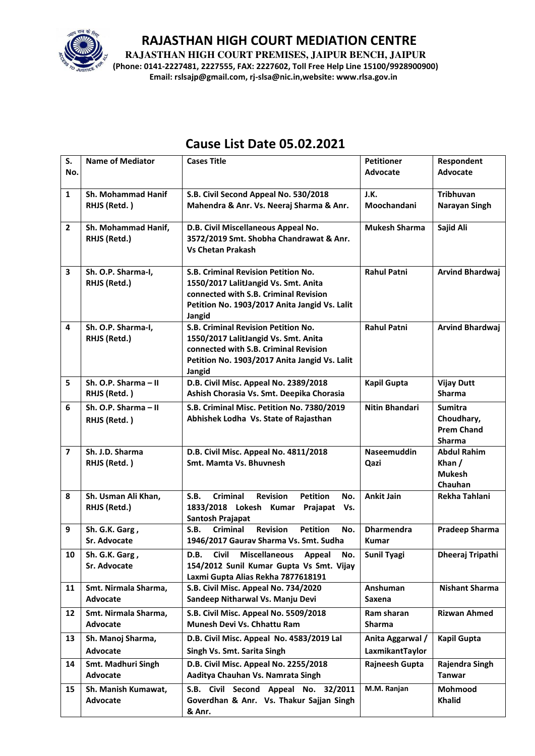# RAJASTHAN HIGH COURT MEDIATION CENTRE

**RAJASTHAN HIGH COURT PREMISES, JAIPUR BENCH, JAIPUR**

**(Phone: 0141-2227481, 2227555, FAX: 2227602, Toll Free Help Line 15100/9928900900)**

**Email: rslsajp@gmail.com, rj-slsa@nic.in,website: www.rlsa.gov.in**

## Cause List Date 05.02.2021

| S. No. | Name of Mediator | Cases Title | Petitioner Advocate | Respondent Advocate |
|---|---|---|---|---|
| 1 | Sh. Mohammad Hanif RHJS (Retd. ) | S.B. Civil Second Appeal No. 530/2018 Mahendra & Anr. Vs. Neeraj Sharma & Anr. | J.K. Moochandani | Tribhuvan Narayan Singh |
| 2 | Sh. Mohammad Hanif, RHJS (Retd.) | D.B. Civil Miscellaneous Appeal No. 3572/2019 Smt. Shobha Chandrawat & Anr. Vs Chetan Prakash | Mukesh Sharma | Sajid Ali |
| 3 | Sh. O.P. Sharma-I, RHJS (Retd.) | S.B. Criminal Revision Petition No. 1550/2017 LalitJangid Vs. Smt. Anita connected with S.B. Criminal Revision Petition No. 1903/2017 Anita Jangid Vs. Lalit Jangid | Rahul Patni | Arvind Bhardwaj |
| 4 | Sh. O.P. Sharma-I, RHJS (Retd.) | S.B. Criminal Revision Petition No. 1550/2017 LalitJangid Vs. Smt. Anita connected with S.B. Criminal Revision Petition No. 1903/2017 Anita Jangid Vs. Lalit Jangid | Rahul Patni | Arvind Bhardwaj |
| 5 | Sh. O.P. Sharma – II RHJS (Retd. ) | D.B. Civil Misc. Appeal No. 2389/2018 Ashish Chorasia Vs. Smt. Deepika Chorasia | Kapil Gupta | Vijay Dutt Sharma |
| 6 | Sh. O.P. Sharma – II RHJS (Retd. ) | S.B. Criminal Misc. Petition No. 7380/2019 Abhishek Lodha Vs. State of Rajasthan | Nitin Bhandari | Sumitra Choudhary, Prem Chand Sharma |
| 7 | Sh. J.D. Sharma RHJS (Retd. ) | D.B. Civil Misc. Appeal No. 4811/2018 Smt. Mamta Vs. Bhuvnesh | Naseemuddin Qazi | Abdul Rahim Khan / Mukesh Chauhan |
| 8 | Sh. Usman Ali Khan, RHJS (Retd.) | S.B. Criminal Revision Petition No. 1833/2018 Lokesh Kumar Prajapat Vs. Santosh Prajapat | Ankit Jain | Rekha Tahlani |
| 9 | Sh. G.K. Garg , Sr. Advocate | S.B. Criminal Revision Petition No. 1946/2017 Gaurav Sharma Vs. Smt. Sudha | Dharmendra Kumar | Pradeep Sharma |
| 10 | Sh. G.K. Garg , Sr. Advocate | D.B. Civil Miscellaneous Appeal No. 154/2012 Sunil Kumar Gupta Vs Smt. Vijay Laxmi Gupta Alias Rekha 7877618191 | Sunil Tyagi | Dheeraj Tripathi |
| 11 | Smt. Nirmala Sharma, Advocate | S.B. Civil Misc. Appeal No. 734/2020 Sandeep Nitharwal Vs. Manju Devi | Anshuman Saxena | Nishant Sharma |
| 12 | Smt. Nirmala Sharma, Advocate | S.B. Civil Misc. Appeal No. 5509/2018 Munesh Devi Vs. Chhattu Ram | Ram sharan Sharma | Rizwan Ahmed |
| 13 | Sh. Manoj Sharma, Advocate | D.B. Civil Misc. Appeal No. 4583/2019 Lal Singh Vs. Smt. Sarita Singh | Anita Aggarwal / LaxmikantTaylor | Kapil Gupta |
| 14 | Smt. Madhuri Singh Advocate | D.B. Civil Misc. Appeal No. 2255/2018 Aaditya Chauhan Vs. Namrata Singh | Rajneesh Gupta | Rajendra Singh Tanwar |
| 15 | Sh. Manish Kumawat, Advocate | S.B. Civil Second Appeal No. 32/2011 Goverdhan & Anr. Vs. Thakur Sajjan Singh & Anr. | M.M. Ranjan | Mohmood Khalid |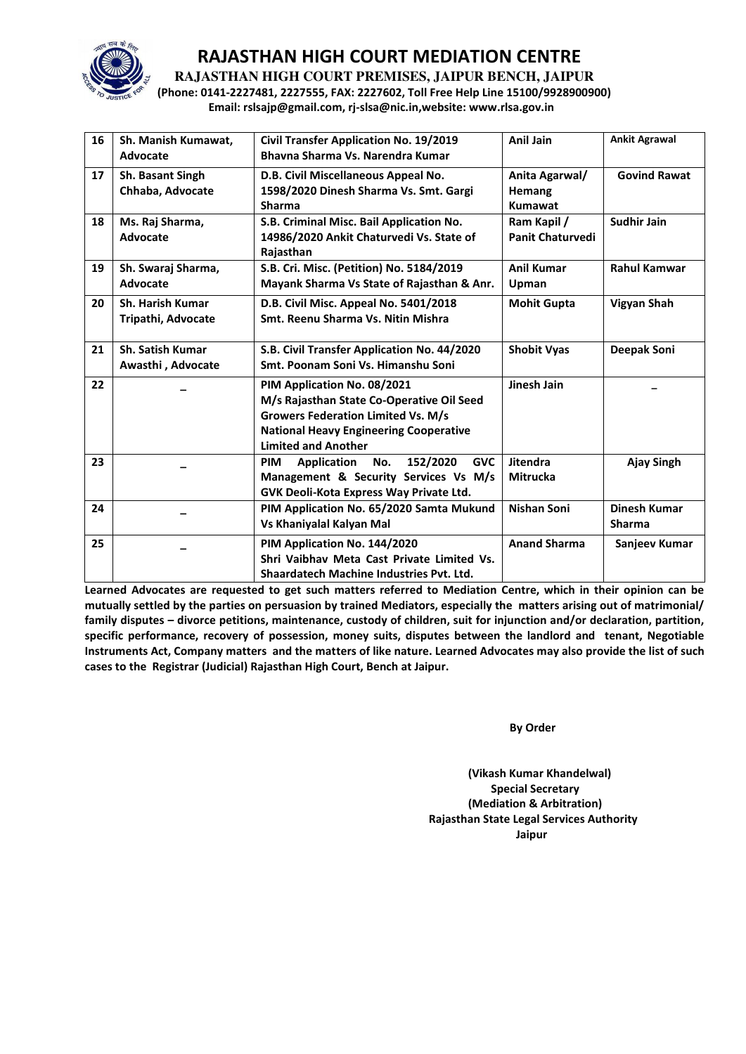# RAJASTHAN HIGH COURT MEDIATION CENTRE

**RAJASTHAN HIGH COURT PREMISES, JAIPUR BENCH, JAIPUR**

**(Phone: 0141-2227481, 2227555, FAX: 2227602, Toll Free Help Line 15100/9928900900)**

**Email: rslsajp@gmail.com, rj-slsa@nic.in,website: www.rlsa.gov.in**

| | | | | |
|---|---|---|---|---|
| 16 | Sh. Manish Kumawat, Advocate | Civil Transfer Application No. 19/2019 Bhavna Sharma Vs. Narendra Kumar | Anil Jain | Ankit Agrawal |
| 17 | Sh. Basant Singh Chhaba, Advocate | D.B. Civil Miscellaneous Appeal No. 1598/2020 Dinesh Sharma Vs. Smt. Gargi Sharma | Anita Agarwal/ Hemang Kumawat | Govind Rawat |
| 18 | Ms. Raj Sharma, Advocate | S.B. Criminal Misc. Bail Application No. 14986/2020 Ankit Chaturvedi Vs. State of Rajasthan | Ram Kapil / Panit Chaturvedi | Sudhir Jain |
| 19 | Sh. Swaraj Sharma, Advocate | S.B. Cri. Misc. (Petition) No. 5184/2019 Mayank Sharma Vs State of Rajasthan & Anr. | Anil Kumar Upman | Rahul Kamwar |
| 20 | Sh. Harish Kumar Tripathi, Advocate | D.B. Civil Misc. Appeal No. 5401/2018 Smt. Reenu Sharma Vs. Nitin Mishra | Mohit Gupta | Vigyan Shah |
| 21 | Sh. Satish Kumar Awasthi , Advocate | S.B. Civil Transfer Application No. 44/2020 Smt. Poonam Soni Vs. Himanshu Soni | Shobit Vyas | Deepak Soni |
| 22 | _ | PIM Application No. 08/2021 M/s Rajasthan State Co-Operative Oil Seed Growers Federation Limited Vs. M/s National Heavy Engineering Cooperative Limited and Another | Jinesh Jain | _ |
| 23 | _ | PIM Application No. 152/2020 GVC Management & Security Services Vs M/s GVK Deoli-Kota Express Way Private Ltd. | Jitendra Mitrucka | Ajay Singh |
| 24 | _ | PIM Application No. 65/2020 Samta Mukund Vs Khaniyalal Kalyan Mal | Nishan Soni | Dinesh Kumar Sharma |
| 25 | _ | PIM Application No. 144/2020 Shri Vaibhav Meta Cast Private Limited Vs. Shaardatech Machine Industries Pvt. Ltd. | Anand Sharma | Sanjeev Kumar |

**Learned Advocates are requested to get such matters referred to Mediation Centre, which in their opinion can be mutually settled by the parties on persuasion by trained Mediators, especially the matters arising out of matrimonial/ family disputes – divorce petitions, maintenance, custody of children, suit for injunction and/or declaration, partition, specific performance, recovery of possession, money suits, disputes between the landlord and tenant, Negotiable Instruments Act, Company matters and the matters of like nature. Learned Advocates may also provide the list of such cases to the Registrar (Judicial) Rajasthan High Court, Bench at Jaipur.**

**By Order**

**(Vikash Kumar Khandelwal)**
**Special Secretary**
**(Mediation & Arbitration)**
**Rajasthan State Legal Services Authority**
**Jaipur**